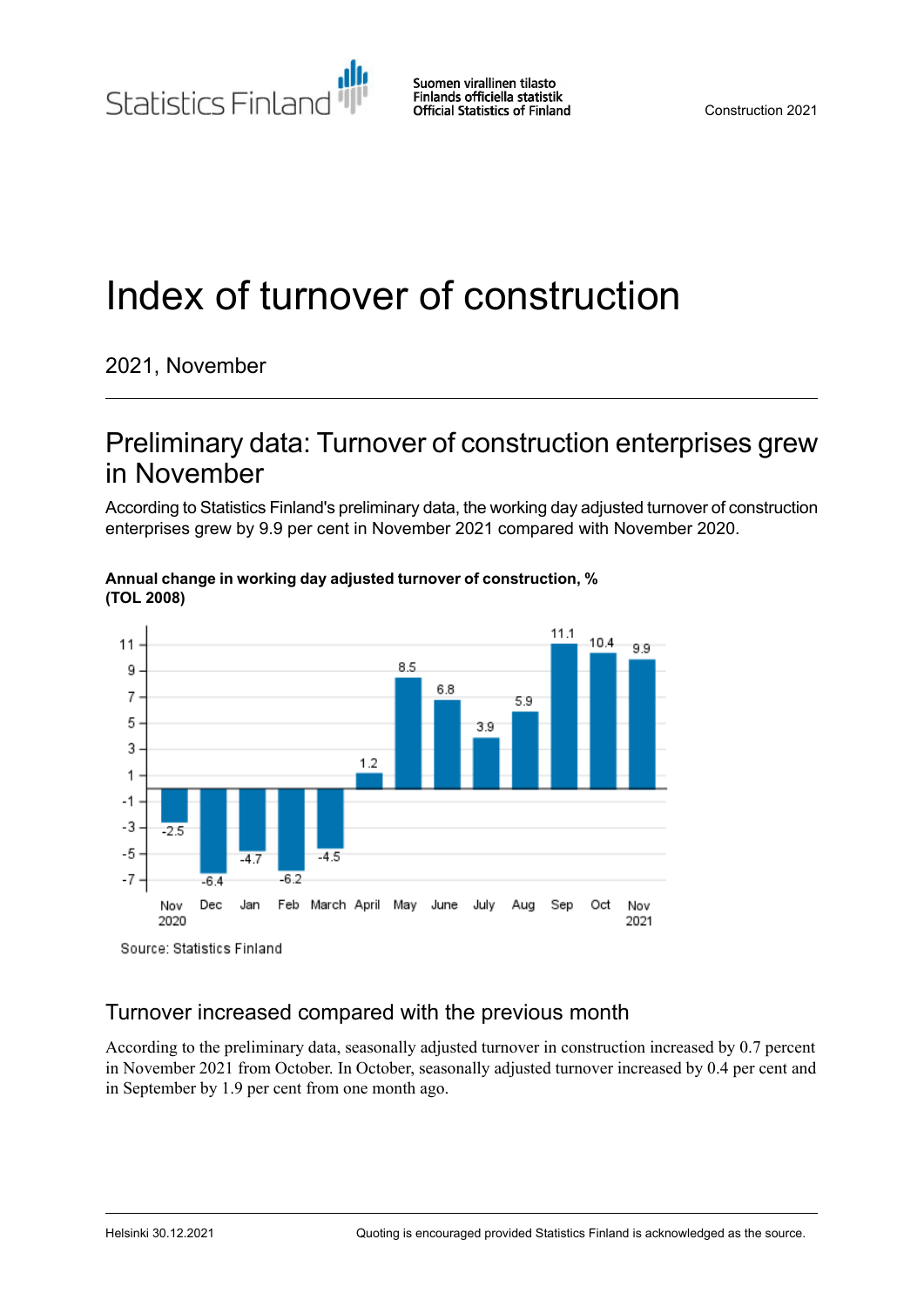Statistics Finland

Suomen virallinen tilasto
Finlands officiella statistik
Official Statistics of Finland

Construction 2021

# Index of turnover of construction

2021, November

## Preliminary data: Turnover of construction enterprises grew in November

According to Statistics Finland's preliminary data, the working day adjusted turnover of construction enterprises grew by 9.9 per cent in November 2021 compared with November 2020.

**Annual change in working day adjusted turnover of construction, % (TOL 2008)**

| Month | Change, % |
|---|---|
| Nov 2020 | -2.5 |
| Dec | -6.4 |
| Jan | -4.7 |
| Feb | -6.2 |
| March | -4.5 |
| April | 1.2 |
| May | 8.5 |
| June | 6.8 |
| July | 3.9 |
| Aug | 5.9 |
| Sep | 11.1 |
| Oct | 10.4 |
| Nov 2021 | 9.9 |

Source: Statistics Finland

### Turnover increased compared with the previous month

According to the preliminary data, seasonally adjusted turnover in construction increased by 0.7 percent in November 2021 from October. In October, seasonally adjusted turnover increased by 0.4 per cent and in September by 1.9 per cent from one month ago.

Helsinki 30.12.2021

Quoting is encouraged provided Statistics Finland is acknowledged as the source.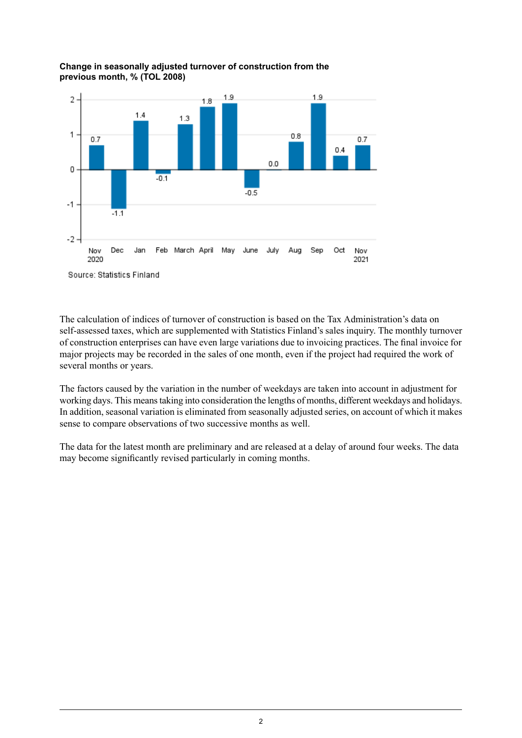**Change in seasonally adjusted turnover of construction from the previous month, % (TOL 2008)**

| Month | Change, % |
|---|---|
| Nov 2020 | 0.7 |
| Dec | -1.1 |
| Jan | 1.4 |
| Feb | -0.1 |
| March | 1.3 |
| April | 1.8 |
| May | 1.9 |
| June | -0.5 |
| July | 0.0 |
| Aug | 0.8 |
| Sep | 1.9 |
| Oct | 0.4 |
| Nov 2021 | 0.7 |

Source: Statistics Finland

The calculation of indices of turnover of construction is based on the Tax Administration's data on self-assessed taxes, which are supplemented with Statistics Finland's sales inquiry. The monthly turnover of construction enterprises can have even large variations due to invoicing practices. The final invoice for major projects may be recorded in the sales of one month, even if the project had required the work of several months or years.

The factors caused by the variation in the number of weekdays are taken into account in adjustment for working days. This means taking into consideration the lengths of months, different weekdays and holidays. In addition, seasonal variation is eliminated from seasonally adjusted series, on account of which it makes sense to compare observations of two successive months as well.

The data for the latest month are preliminary and are released at a delay of around four weeks. The data may become significantly revised particularly in coming months.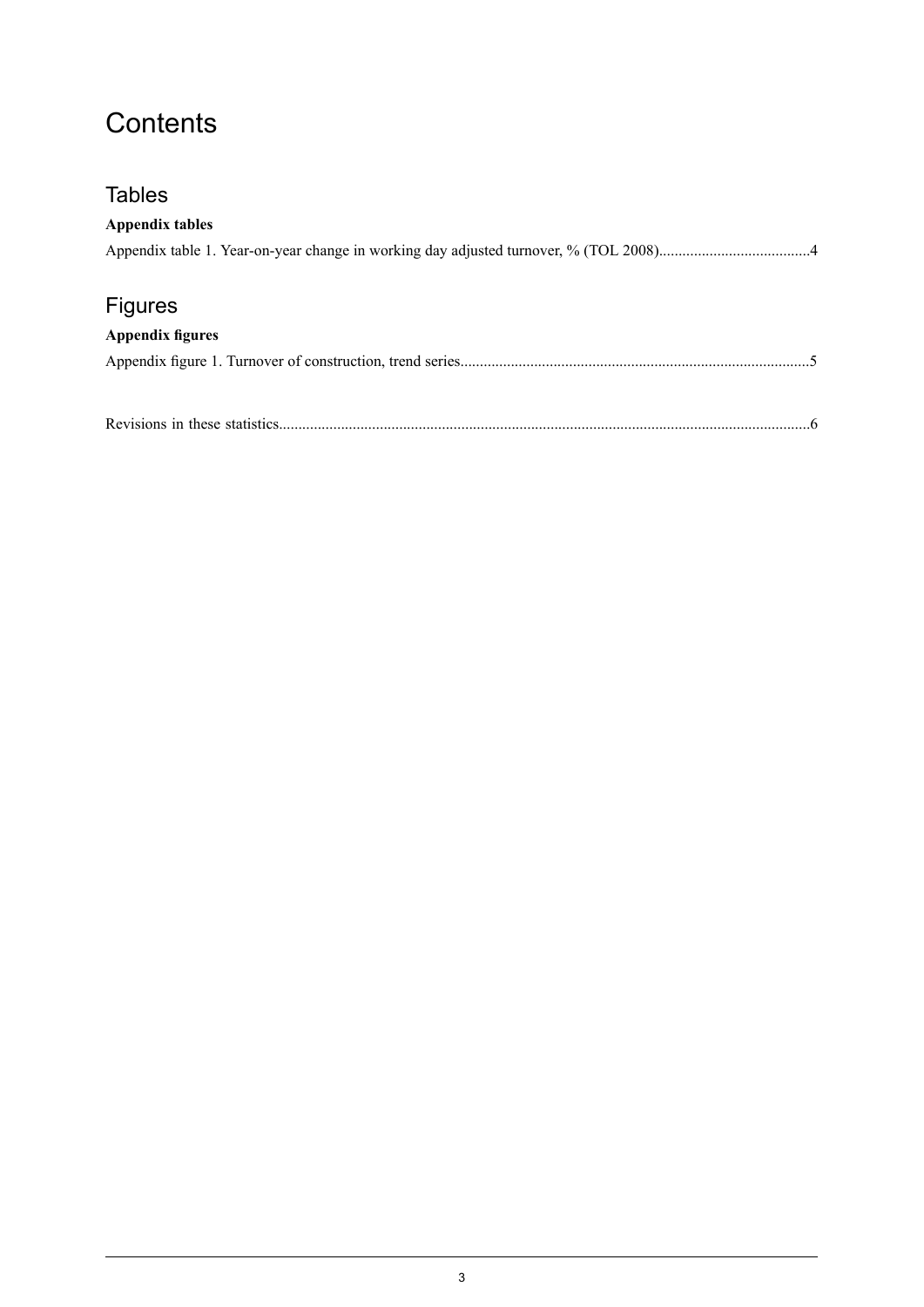# Contents

## Tables

**Appendix tables**

Appendix table 1. Year-on-year change in working day adjusted turnover, % (TOL 2008).......................................4

## Figures

**Appendix figures**

Appendix figure 1. Turnover of construction, trend series..........................................................................................5

Revisions in these statistics........................................................................................................................................6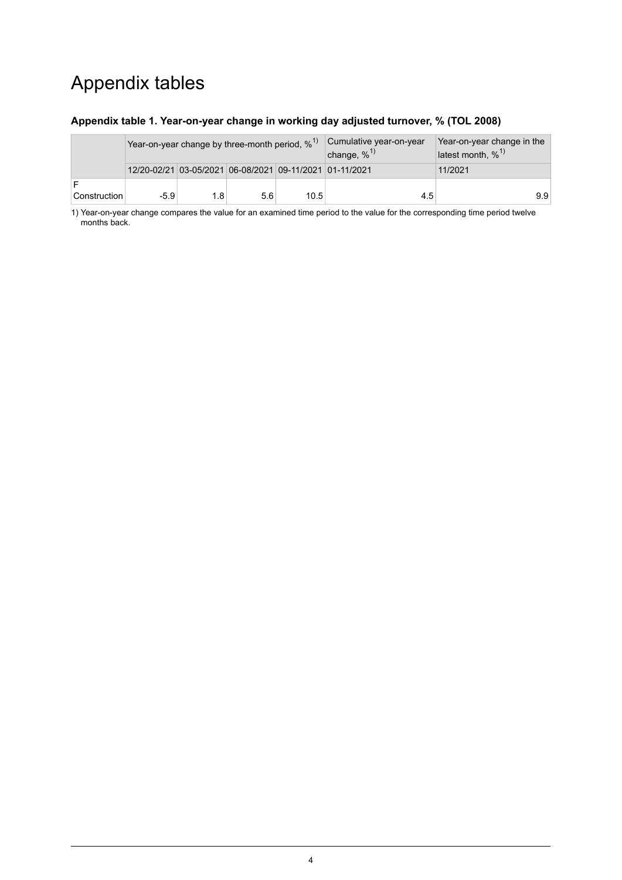# Appendix tables

### Appendix table 1. Year-on-year change in working day adjusted turnover, % (TOL 2008)

| | Year-on-year change by three-month period, % [1] | | | | Cumulative year-on-year change, % [1] | Year-on-year change in the latest month, % [1] |
|---|---|---|---|---|---|---|
| | 12/20-02/21 | 03-05/2021 | 06-08/2021 | 09-11/2021 | 01-11/2021 | 11/2021 |
| F Construction | -5.9 | 1.8 | 5.6 | 10.5 | 4.5 | 9.9 |

1) Year-on-year change compares the value for an examined time period to the value for the corresponding time period twelve months back.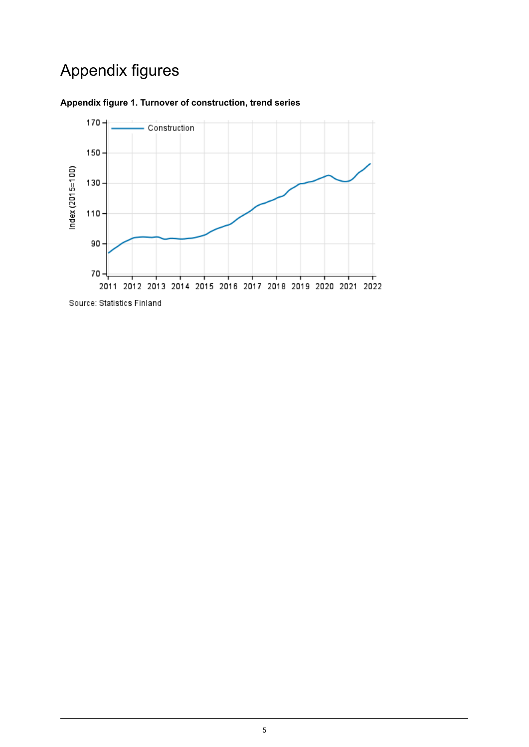# Appendix figures

**Appendix figure 1. Turnover of construction, trend series**

Source: Statistics Finland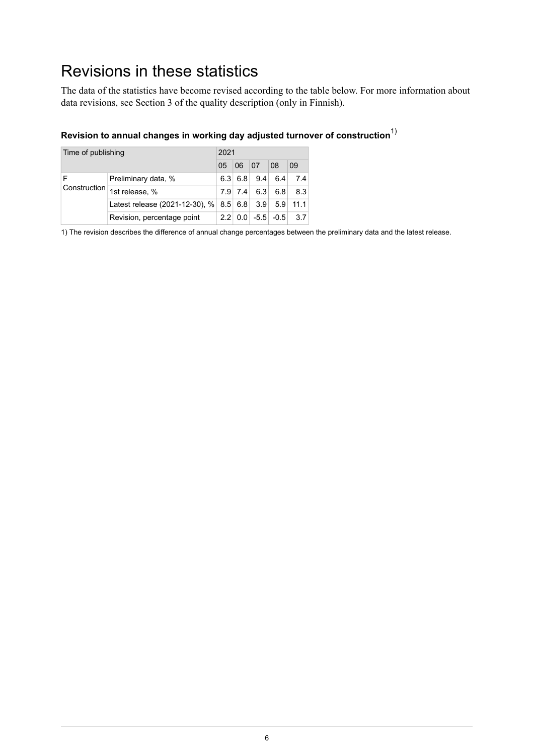# Revisions in these statistics

The data of the statistics have become revised according to the table below. For more information about data revisions, see Section 3 of the quality description (only in Finnish).

**Revision to annual changes in working day adjusted turnover of construction**[1)]

| Time of publishing | | 2021 | | | | |
|---|---|---|---|---|---|---|
| | | 05 | 06 | 07 | 08 | 09 |
| F Construction | Preliminary data, % | 6.3 | 6.8 | 9.4 | 6.4 | 7.4 |
| | 1st release, % | 7.9 | 7.4 | 6.3 | 6.8 | 8.3 |
| | Latest release (2021-12-30), % | 8.5 | 6.8 | 3.9 | 5.9 | 11.1 |
| | Revision, percentage point | 2.2 | 0.0 | -5.5 | -0.5 | 3.7 |

1) The revision describes the difference of annual change percentages between the preliminary data and the latest release.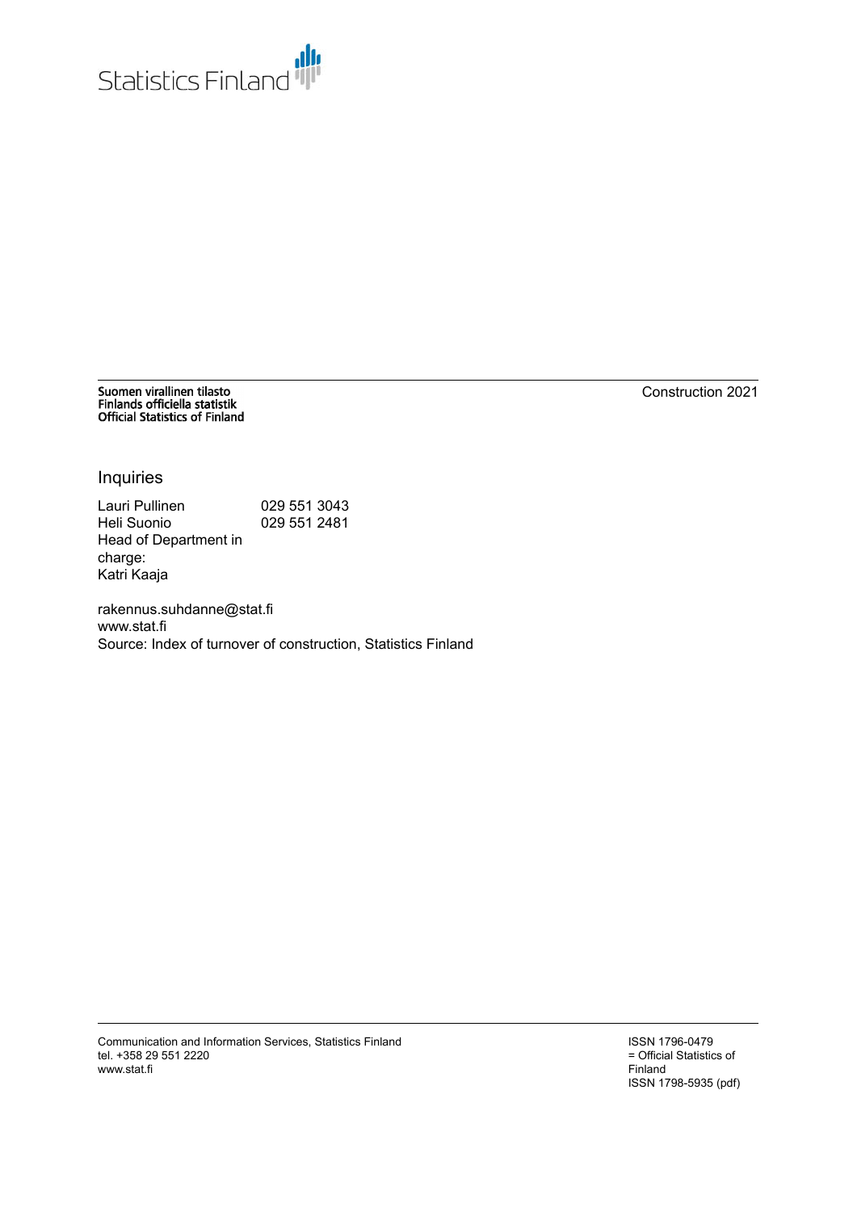Statistics Finland

Suomen virallinen tilasto
Finlands officiella statistik
Official Statistics of Finland

Construction 2021

## Inquiries

| | |
|---|---|
| Lauri Pullinen | 029 551 3043 |
| Heli Suonio | 029 551 2481 |
| Head of Department in charge: Katri Kaaja | |

rakennus.suhdanne@stat.fi
www.stat.fi
Source: Index of turnover of construction, Statistics Finland

Communication and Information Services, Statistics Finland
tel. +358 29 551 2220
www.stat.fi

ISSN 1796-0479
= Official Statistics of Finland
ISSN 1798-5935 (pdf)